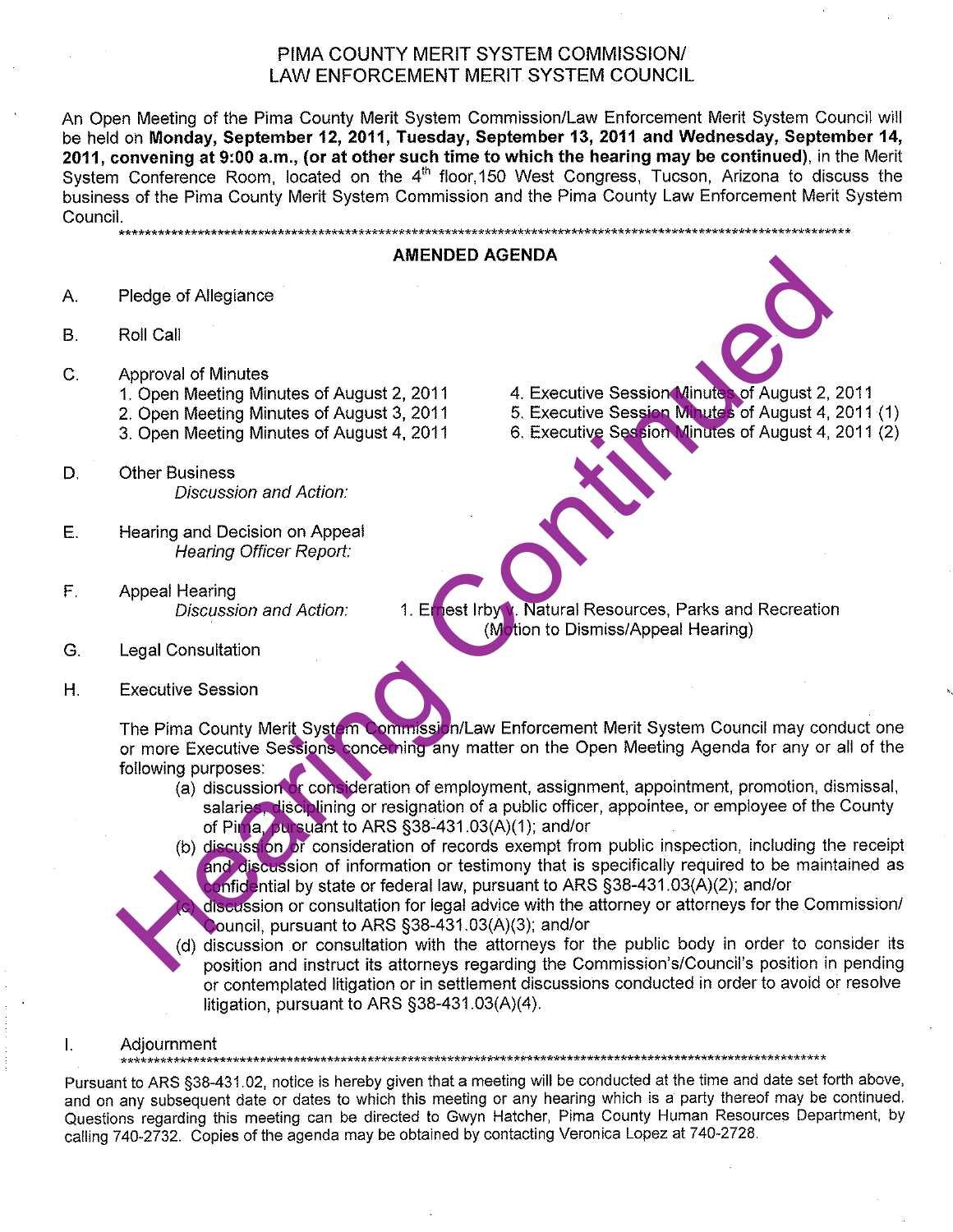# PIMA COUNTY MERIT SYSTEM COMMISSION/ LAW ENFORCEMENT MERIT SYSTEM COUNCIL

An Open Meeting of the Pima County Merit System Commission/Law Enforcement Merit System Council will be held on **Monday, September 12, 2011, Tuesday, September 13, 2011 and Wednesday, September 14, 2011, convening at 9:00 a.m., (or at other such time to which the hearing may be continued)**, in the Merit System Conference Room, located on the 4th floor,150 West Congress, Tucson, Arizona to discuss the business of the Pima County Merit System Commission and the Pima County Law Enforcement Merit System Council.

******************************************************************************************************************

Hearing Continued

## AMENDED AGENDA

A. Pledge of Allegiance

B. Roll Call

C. Approval of Minutes
   1. Open Meeting Minutes of August 2, 2011
   2. Open Meeting Minutes of August 3, 2011
   3. Open Meeting Minutes of August 4, 2011
   4. Executive Session Minutes of August 2, 2011
   5. Executive Session Minutes of August 4, 2011 (1)
   6. Executive Session Minutes of August 4, 2011 (2)

D. Other Business
   *Discussion and Action:*

E. Hearing and Decision on Appeal
   *Hearing Officer Report:*

F. Appeal Hearing
   *Discussion and Action:* 1. Ernest Irby v. Natural Resources, Parks and Recreation (Motion to Dismiss/Appeal Hearing)

G. Legal Consultation

H. Executive Session

   The Pima County Merit System Commission/Law Enforcement Merit System Council may conduct one or more Executive Sessions concerning any matter on the Open Meeting Agenda for any or all of the following purposes:

   (a) discussion or consideration of employment, assignment, appointment, promotion, dismissal, salaries, disciplining or resignation of a public officer, appointee, or employee of the County of Pima, pursuant to ARS §38-431.03(A)(1); and/or

   (b) discussion or consideration of records exempt from public inspection, including the receipt and discussion of information or testimony that is specifically required to be maintained as confidential by state or federal law, pursuant to ARS §38-431.03(A)(2); and/or

   (c) discussion or consultation for legal advice with the attorney or attorneys for the Commission/ Council, pursuant to ARS §38-431.03(A)(3); and/or

   (d) discussion or consultation with the attorneys for the public body in order to consider its position and instruct its attorneys regarding the Commission's/Council's position in pending or contemplated litigation or in settlement discussions conducted in order to avoid or resolve litigation, pursuant to ARS §38-431.03(A)(4).

I. Adjournment

******************************************************************************************************************

Pursuant to ARS §38-431.02, notice is hereby given that a meeting will be conducted at the time and date set forth above, and on any subsequent date or dates to which this meeting or any hearing which is a party thereof may be continued. Questions regarding this meeting can be directed to Gwyn Hatcher, Pima County Human Resources Department, by calling 740-2732. Copies of the agenda may be obtained by contacting Veronica Lopez at 740-2728.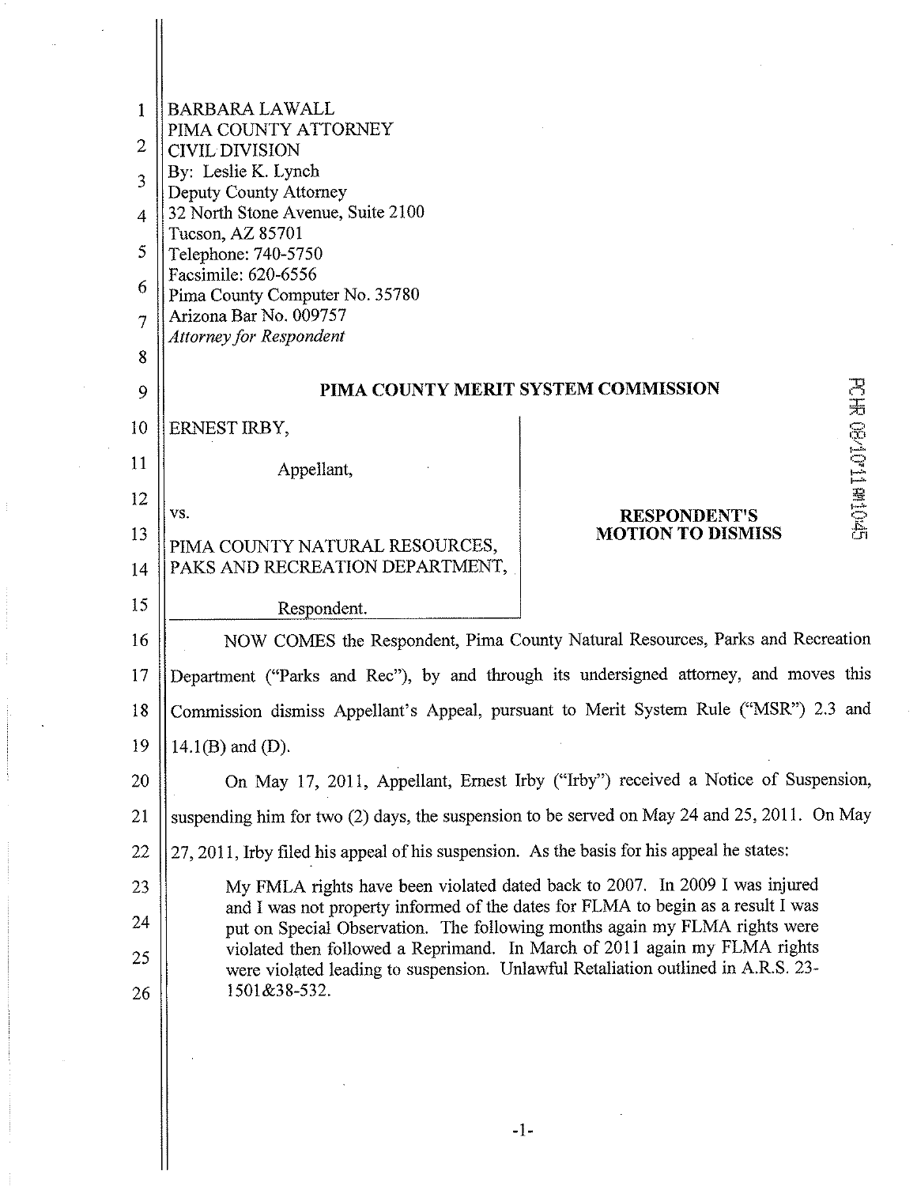BARBARA LAWALL
PIMA COUNTY ATTORNEY
CIVIL DIVISION
By: Leslie K. Lynch
Deputy County Attorney
32 North Stone Avenue, Suite 2100
Tucson, AZ 85701
Telephone: 740-5750
Facsimile: 620-6556
Pima County Computer No. 35780
Arizona Bar No. 009757
*Attorney for Respondent*

**PIMA COUNTY MERIT SYSTEM COMMISSION**

PCHR 08/10/11 AM10:45

| | |
|---|---|
| ERNEST IRBY,<br><br>Appellant,<br><br>vs.<br><br>PIMA COUNTY NATURAL RESOURCES, PAKS AND RECREATION DEPARTMENT,<br><br>Respondent. | **RESPONDENT'S MOTION TO DISMISS** |

NOW COMES the Respondent, Pima County Natural Resources, Parks and Recreation Department ("Parks and Rec"), by and through its undersigned attorney, and moves this Commission dismiss Appellant's Appeal, pursuant to Merit System Rule ("MSR") 2.3 and 14.1(B) and (D).

On May 17, 2011, Appellant, Ernest Irby ("Irby") received a Notice of Suspension, suspending him for two (2) days, the suspension to be served on May 24 and 25, 2011. On May 27, 2011, Irby filed his appeal of his suspension. As the basis for his appeal he states:

> My FMLA rights have been violated dated back to 2007. In 2009 I was injured and I was not property informed of the dates for FLMA to begin as a result I was put on Special Observation. The following months again my FLMA rights were violated then followed a Reprimand. In March of 2011 again my FLMA rights were violated leading to suspension. Unlawful Retaliation outlined in A.R.S. 23-1501&38-532.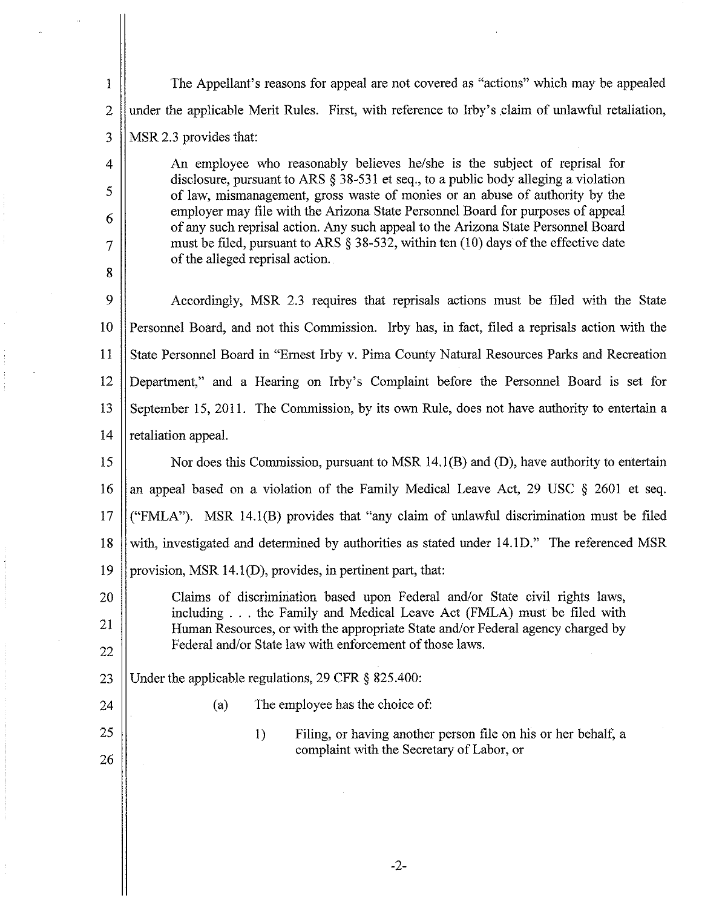The Appellant's reasons for appeal are not covered as "actions" which may be appealed under the applicable Merit Rules. First, with reference to Irby's claim of unlawful retaliation, MSR 2.3 provides that:

> An employee who reasonably believes he/she is the subject of reprisal for disclosure, pursuant to ARS § 38-531 et seq., to a public body alleging a violation of law, mismanagement, gross waste of monies or an abuse of authority by the employer may file with the Arizona State Personnel Board for purposes of appeal of any such reprisal action. Any such appeal to the Arizona State Personnel Board must be filed, pursuant to ARS § 38-532, within ten (10) days of the effective date of the alleged reprisal action.

Accordingly, MSR 2.3 requires that reprisals actions must be filed with the State Personnel Board, and not this Commission. Irby has, in fact, filed a reprisals action with the State Personnel Board in "Ernest Irby v. Pima County Natural Resources Parks and Recreation Department," and a Hearing on Irby's Complaint before the Personnel Board is set for September 15, 2011. The Commission, by its own Rule, does not have authority to entertain a retaliation appeal.

Nor does this Commission, pursuant to MSR 14.1(B) and (D), have authority to entertain an appeal based on a violation of the Family Medical Leave Act, 29 USC § 2601 et seq. ("FMLA"). MSR 14.1(B) provides that "any claim of unlawful discrimination must be filed with, investigated and determined by authorities as stated under 14.1D." The referenced MSR provision, MSR 14.1(D), provides, in pertinent part, that:

> Claims of discrimination based upon Federal and/or State civil rights laws, including . . . the Family and Medical Leave Act (FMLA) must be filed with Human Resources, or with the appropriate State and/or Federal agency charged by Federal and/or State law with enforcement of those laws.

Under the applicable regulations, 29 CFR § 825.400:

> (a) The employee has the choice of:
>
> 1) Filing, or having another person file on his or her behalf, a complaint with the Secretary of Labor, or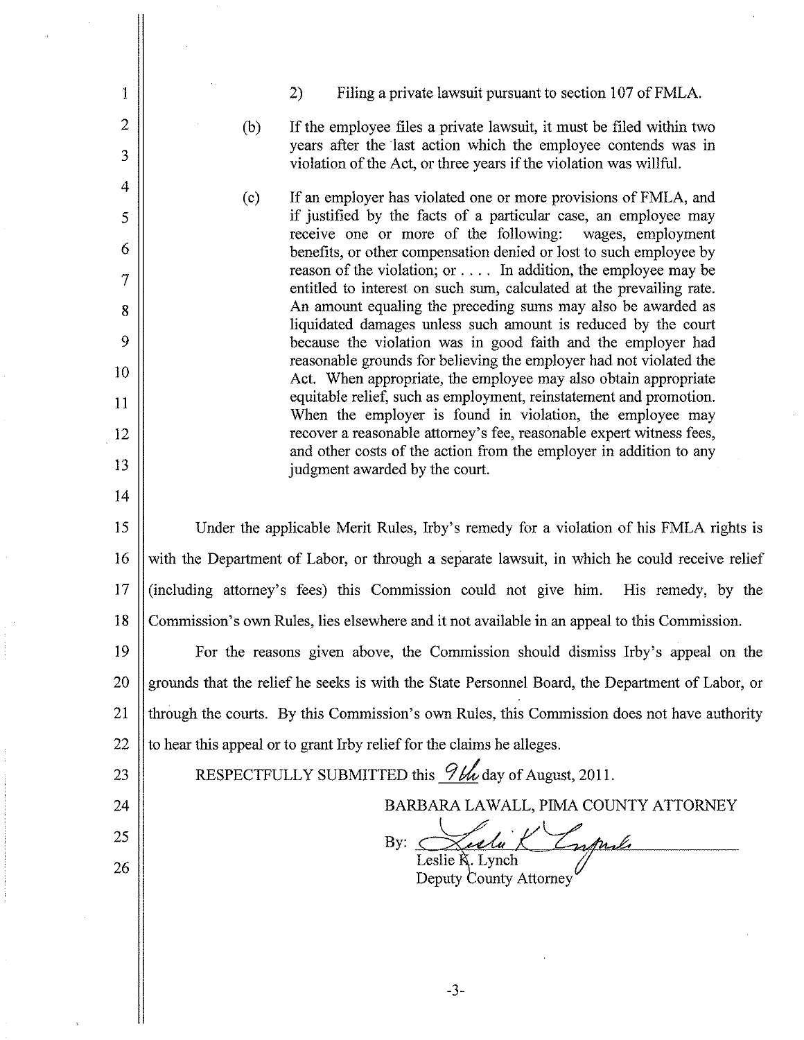2) Filing a private lawsuit pursuant to section 107 of FMLA.

(b) If the employee files a private lawsuit, it must be filed within two years after the last action which the employee contends was in violation of the Act, or three years if the violation was willful.

(c) If an employer has violated one or more provisions of FMLA, and if justified by the facts of a particular case, an employee may receive one or more of the following: wages, employment benefits, or other compensation denied or lost to such employee by reason of the violation; or . . . . In addition, the employee may be entitled to interest on such sum, calculated at the prevailing rate. An amount equaling the preceding sums may also be awarded as liquidated damages unless such amount is reduced by the court because the violation was in good faith and the employer had reasonable grounds for believing the employer had not violated the Act. When appropriate, the employee may also obtain appropriate equitable relief, such as employment, reinstatement and promotion. When the employer is found in violation, the employee may recover a reasonable attorney's fee, reasonable expert witness fees, and other costs of the action from the employer in addition to any judgment awarded by the court.

Under the applicable Merit Rules, Irby's remedy for a violation of his FMLA rights is with the Department of Labor, or through a separate lawsuit, in which he could receive relief (including attorney's fees) this Commission could not give him. His remedy, by the Commission's own Rules, lies elsewhere and it not available in an appeal to this Commission.

For the reasons given above, the Commission should dismiss Irby's appeal on the grounds that the relief he seeks is with the State Personnel Board, the Department of Labor, or through the courts. By this Commission's own Rules, this Commission does not have authority to hear this appeal or to grant Irby relief for the claims he alleges.

RESPECTFULLY SUBMITTED this 9th day of August, 2011.

BARBARA LAWALL, PIMA COUNTY ATTORNEY

By: Leslie K. Lynch
Leslie K. Lynch
Deputy County Attorney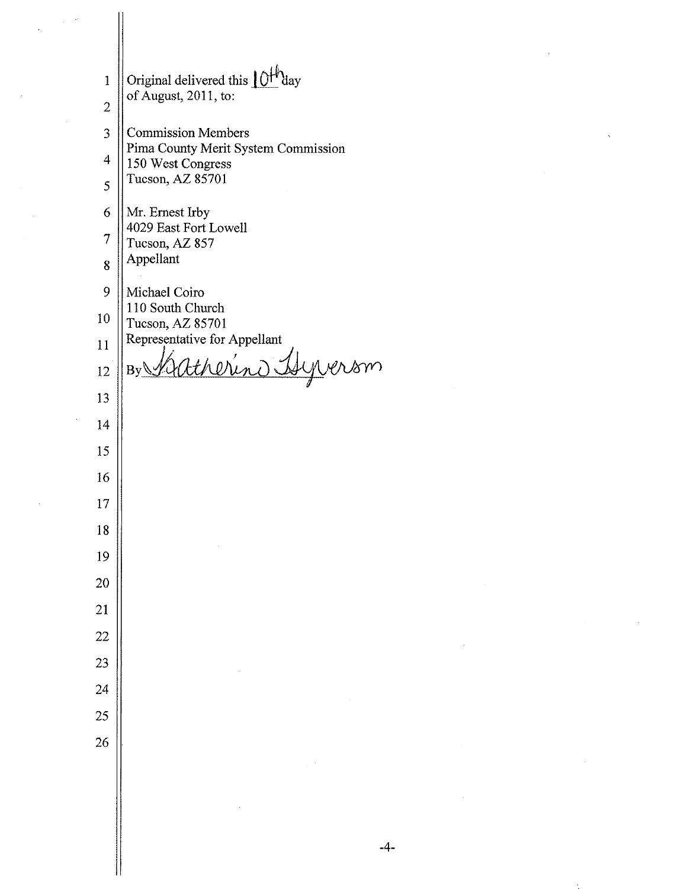Original delivered this 10th day
of August, 2011, to:

Commission Members
Pima County Merit System Commission
150 West Congress
Tucson, AZ 85701

Mr. Ernest Irby
4029 East Fort Lowell
Tucson, AZ 857
Appellant

Michael Coiro
110 South Church
Tucson, AZ 85701
Representative for Appellant

By Katherine Syverson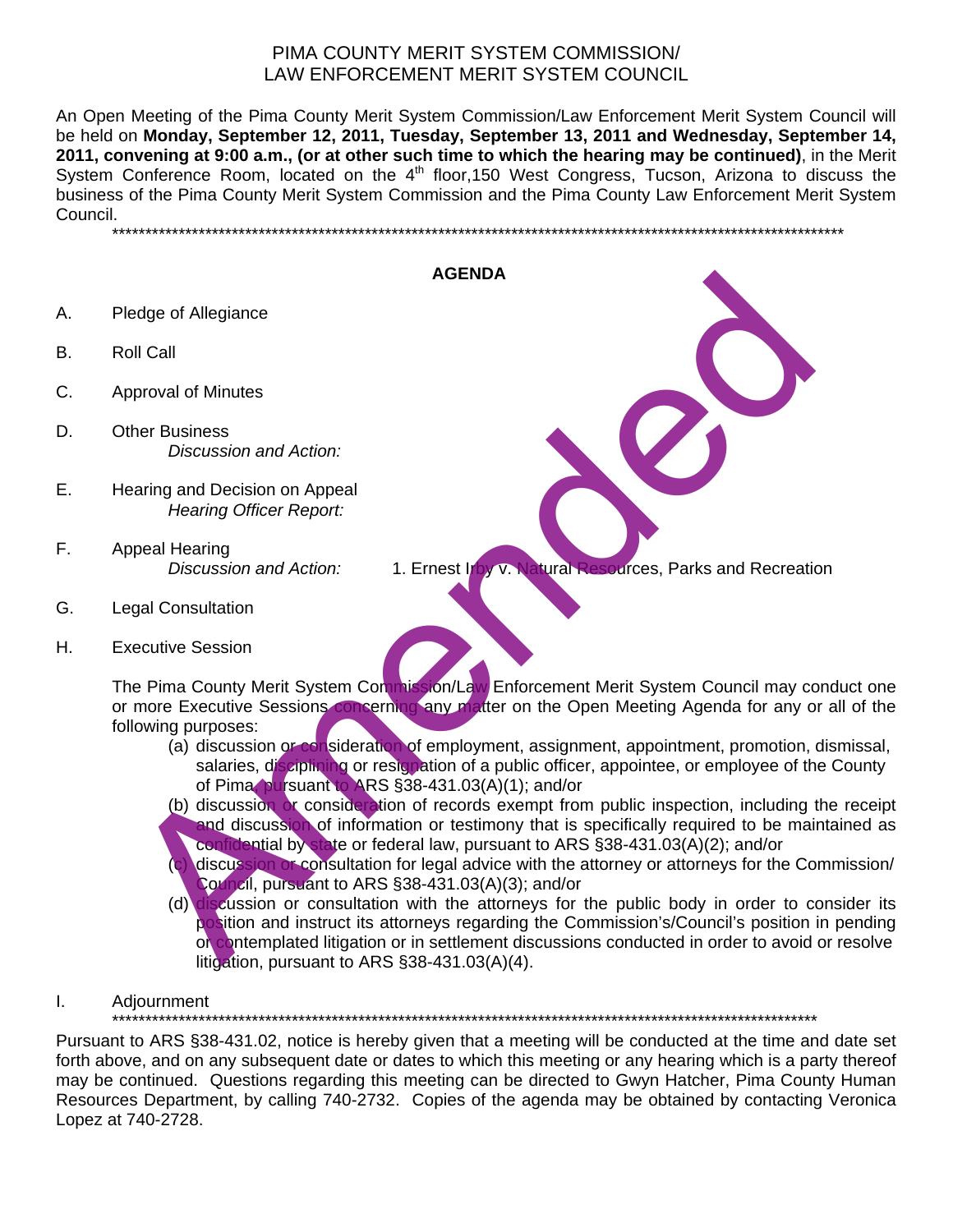# PIMA COUNTY MERIT SYSTEM COMMISSION/ LAW ENFORCEMENT MERIT SYSTEM COUNCIL

An Open Meeting of the Pima County Merit System Commission/Law Enforcement Merit System Council will be held on **Monday, September 12, 2011, Tuesday, September 13, 2011 and Wednesday, September 14, 2011, convening at 9:00 a.m., (or at other such time to which the hearing may be continued)**, in the Merit System Conference Room, located on the 4th floor,150 West Congress, Tucson, Arizona to discuss the business of the Pima County Merit System Commission and the Pima County Law Enforcement Merit System Council.

\*\*\*\*\*\*\*\*\*\*\*\*\*\*\*\*\*\*\*\*\*\*\*\*\*\*\*\*\*\*\*\*\*\*\*\*\*\*\*\*\*\*\*\*\*\*\*\*\*\*\*\*\*\*\*\*\*\*\*\*\*\*\*\*\*\*\*\*\*\*\*\*\*\*\*\*\*\*\*\*\*\*\*\*\*\*\*\*\*\*\*\*\*\*\*\*\*\*\*\*\*\*\*\*\*\*\*\*\*\*

## AGENDA

Amended

A. Pledge of Allegiance

B. Roll Call

C. Approval of Minutes

D. Other Business
*Discussion and Action:*

E. Hearing and Decision on Appeal
*Hearing Officer Report:*

F. Appeal Hearing
*Discussion and Action:* 1. Ernest Irby v. Natural Resources, Parks and Recreation

G. Legal Consultation

H. Executive Session

The Pima County Merit System Commission/Law Enforcement Merit System Council may conduct one or more Executive Sessions concerning any matter on the Open Meeting Agenda for any or all of the following purposes:

(a) discussion or consideration of employment, assignment, appointment, promotion, dismissal, salaries, disciplining or resignation of a public officer, appointee, or employee of the County of Pima, pursuant to ARS §38-431.03(A)(1); and/or

(b) discussion or consideration of records exempt from public inspection, including the receipt and discussion of information or testimony that is specifically required to be maintained as confidential by state or federal law, pursuant to ARS §38-431.03(A)(2); and/or

(c) discussion or consultation for legal advice with the attorney or attorneys for the Commission/ Council, pursuant to ARS §38-431.03(A)(3); and/or

(d) discussion or consultation with the attorneys for the public body in order to consider its position and instruct its attorneys regarding the Commission's/Council's position in pending or contemplated litigation or in settlement discussions conducted in order to avoid or resolve litigation, pursuant to ARS §38-431.03(A)(4).

I. Adjournment

\*\*\*\*\*\*\*\*\*\*\*\*\*\*\*\*\*\*\*\*\*\*\*\*\*\*\*\*\*\*\*\*\*\*\*\*\*\*\*\*\*\*\*\*\*\*\*\*\*\*\*\*\*\*\*\*\*\*\*\*\*\*\*\*\*\*\*\*\*\*\*\*\*\*\*\*\*\*\*\*\*\*\*\*\*\*\*\*\*\*\*\*\*\*\*\*\*\*\*\*\*\*\*\*\*\*\*\*

Pursuant to ARS §38-431.02, notice is hereby given that a meeting will be conducted at the time and date set forth above, and on any subsequent date or dates to which this meeting or any hearing which is a party thereof may be continued. Questions regarding this meeting can be directed to Gwyn Hatcher, Pima County Human Resources Department, by calling 740-2732. Copies of the agenda may be obtained by contacting Veronica Lopez at 740-2728.